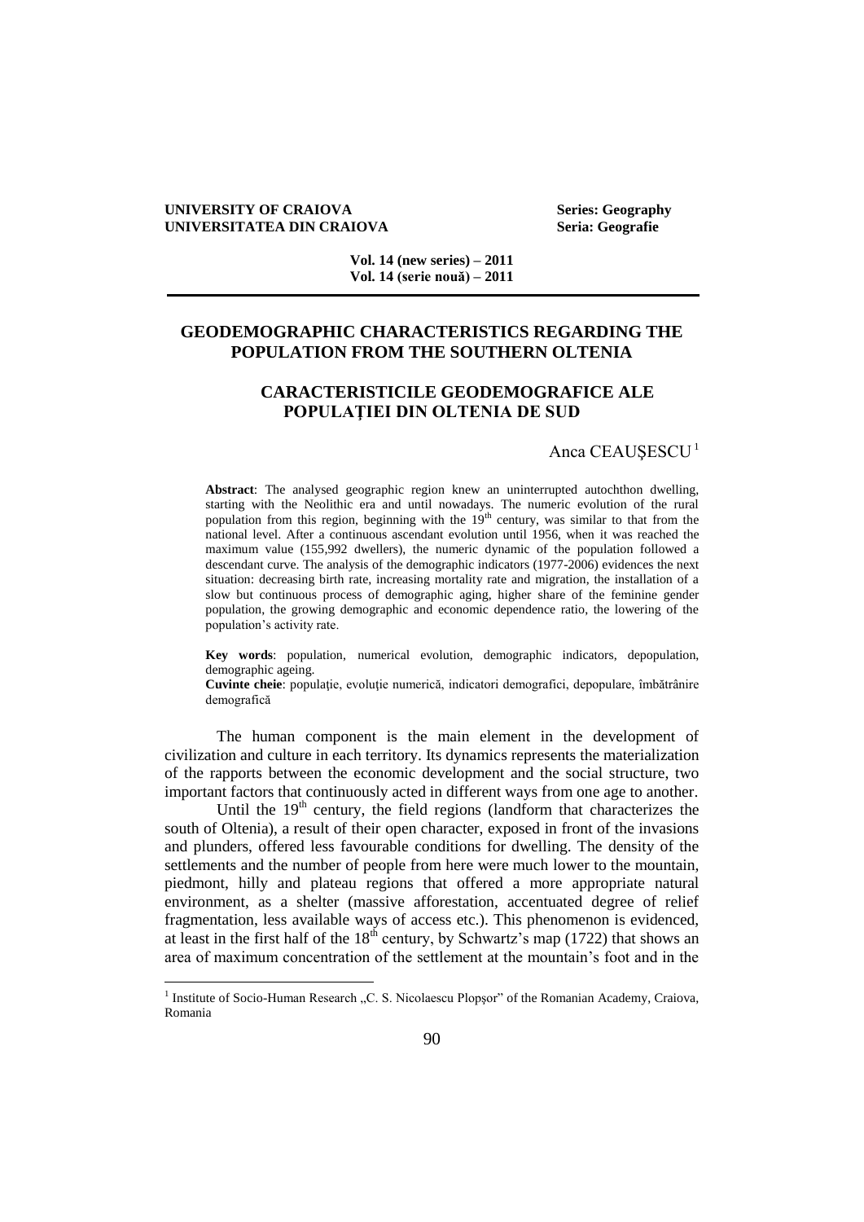UNIVERSITY OF CRAIOVA — Series: Geography
UNIVERSITATEA DIN CRAIOVA — Seria: Geografie

Vol. 14 (new series) – 2011
Vol. 14 (serie nouă) – 2011

# GEODEMOGRAPHIC CHARACTERISTICS REGARDING THE POPULATION FROM THE SOUTHERN OLTENIA

# CARACTERISTICILE GEODEMOGRAFICE ALE POPULAŢIEI DIN OLTENIA DE SUD

Anca CEAUŞESCU[1]

**Abstract**: The analysed geographic region knew an uninterrupted autochthon dwelling, starting with the Neolithic era and until nowadays. The numeric evolution of the rural population from this region, beginning with the 19th century, was similar to that from the national level. After a continuous ascendant evolution until 1956, when it was reached the maximum value (155,992 dwellers), the numeric dynamic of the population followed a descendant curve. The analysis of the demographic indicators (1977-2006) evidences the next situation: decreasing birth rate, increasing mortality rate and migration, the installation of a slow but continuous process of demographic aging, higher share of the feminine gender population, the growing demographic and economic dependence ratio, the lowering of the population's activity rate.

**Key words**: population, numerical evolution, demographic indicators, depopulation, demographic ageing.
**Cuvinte cheie**: populaţie, evoluţie numerică, indicatori demografici, depopulare, îmbătrânire demografică

The human component is the main element in the development of civilization and culture in each territory. Its dynamics represents the materialization of the rapports between the economic development and the social structure, two important factors that continuously acted in different ways from one age to another.

Until the 19th century, the field regions (landform that characterizes the south of Oltenia), a result of their open character, exposed in front of the invasions and plunders, offered less favourable conditions for dwelling. The density of the settlements and the number of people from here were much lower to the mountain, piedmont, hilly and plateau regions that offered a more appropriate natural environment, as a shelter (massive afforestation, accentuated degree of relief fragmentation, less available ways of access etc.). This phenomenon is evidenced, at least in the first half of the 18th century, by Schwartz's map (1722) that shows an area of maximum concentration of the settlement at the mountain's foot and in the

[1] Institute of Socio-Human Research „C. S. Nicolaescu Plopşor" of the Romanian Academy, Craiova, Romania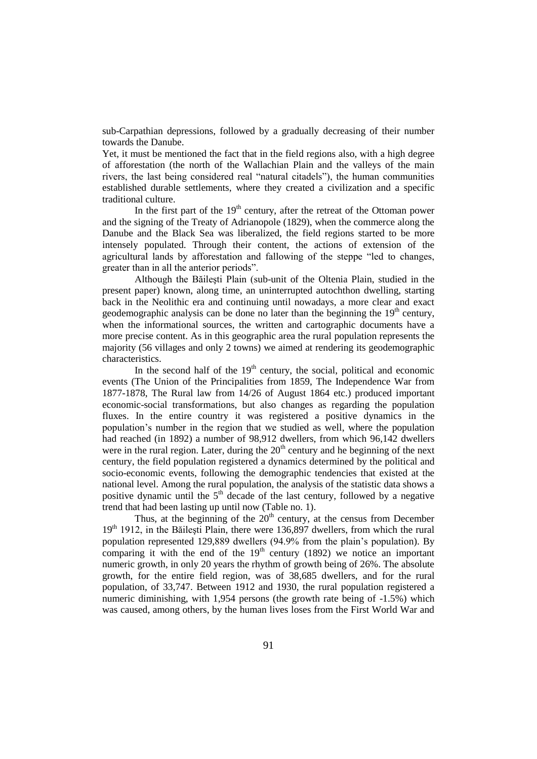sub-Carpathian depressions, followed by a gradually decreasing of their number towards the Danube.

Yet, it must be mentioned the fact that in the field regions also, with a high degree of afforestation (the north of the Wallachian Plain and the valleys of the main rivers, the last being considered real "natural citadels"), the human communities established durable settlements, where they created a civilization and a specific traditional culture.

In the first part of the 19th century, after the retreat of the Ottoman power and the signing of the Treaty of Adrianopole (1829), when the commerce along the Danube and the Black Sea was liberalized, the field regions started to be more intensely populated. Through their content, the actions of extension of the agricultural lands by afforestation and fallowing of the steppe "led to changes, greater than in all the anterior periods".

Although the Băileşti Plain (sub-unit of the Oltenia Plain, studied in the present paper) known, along time, an uninterrupted autochthon dwelling, starting back in the Neolithic era and continuing until nowadays, a more clear and exact geodemographic analysis can be done no later than the beginning the 19th century, when the informational sources, the written and cartographic documents have a more precise content. As in this geographic area the rural population represents the majority (56 villages and only 2 towns) we aimed at rendering its geodemographic characteristics.

In the second half of the 19th century, the social, political and economic events (The Union of the Principalities from 1859, The Independence War from 1877-1878, The Rural law from 14/26 of August 1864 etc.) produced important economic-social transformations, but also changes as regarding the population fluxes. In the entire country it was registered a positive dynamics in the population's number in the region that we studied as well, where the population had reached (in 1892) a number of 98,912 dwellers, from which 96,142 dwellers were in the rural region. Later, during the 20th century and he beginning of the next century, the field population registered a dynamics determined by the political and socio-economic events, following the demographic tendencies that existed at the national level. Among the rural population, the analysis of the statistic data shows a positive dynamic until the 5th decade of the last century, followed by a negative trend that had been lasting up until now (Table no. 1).

Thus, at the beginning of the 20th century, at the census from December 19th 1912, in the Băileşti Plain, there were 136,897 dwellers, from which the rural population represented 129,889 dwellers (94.9% from the plain's population). By comparing it with the end of the 19th century (1892) we notice an important numeric growth, in only 20 years the rhythm of growth being of 26%. The absolute growth, for the entire field region, was of 38,685 dwellers, and for the rural population, of 33,747. Between 1912 and 1930, the rural population registered a numeric diminishing, with 1,954 persons (the growth rate being of -1.5%) which was caused, among others, by the human lives loses from the First World War and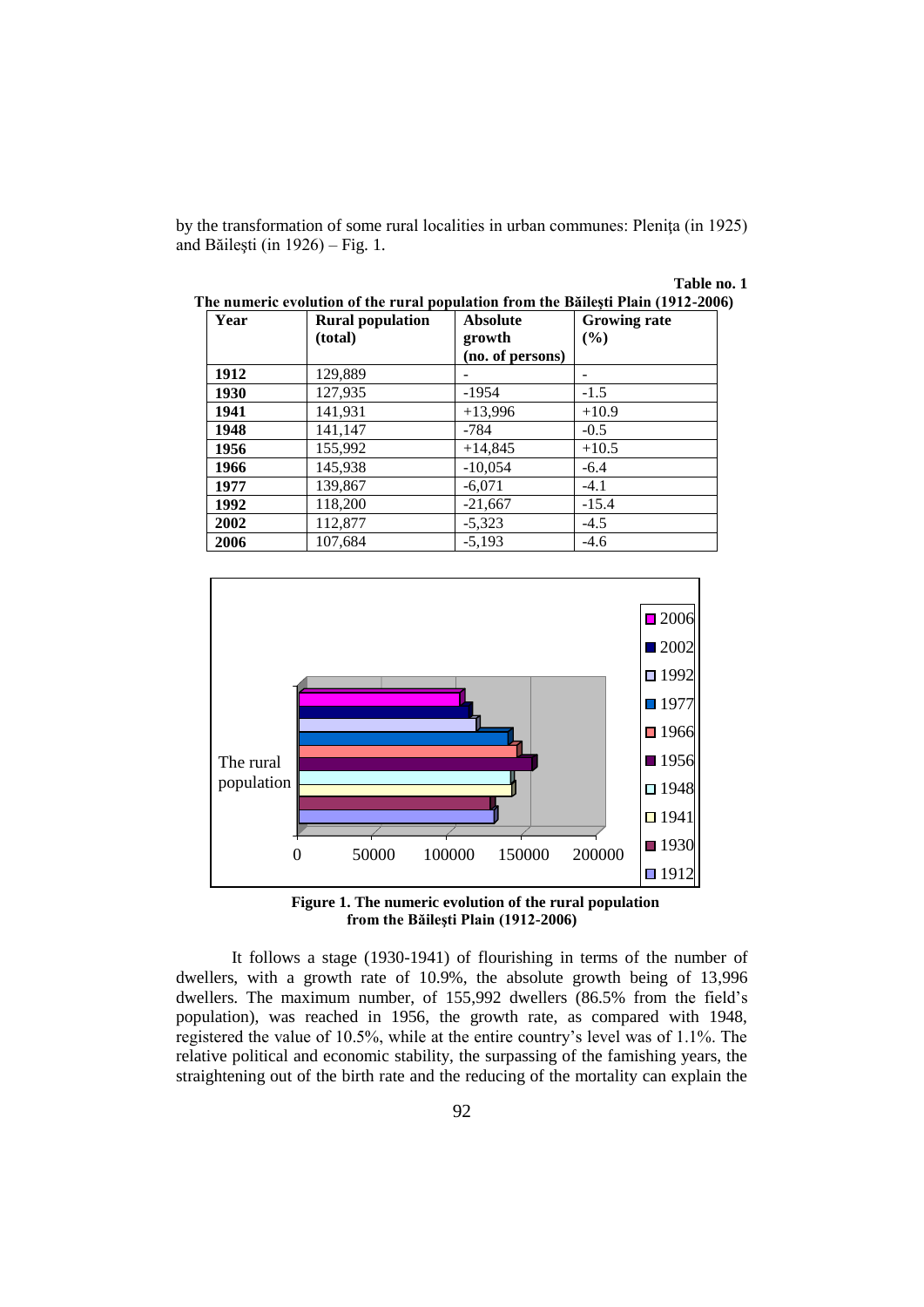by the transformation of some rural localities in urban communes: Plenița (in 1925) and Băilești (in 1926) – Fig. 1.

**Table no. 1**

**The numeric evolution of the rural population from the Băilești Plain (1912-2006)**

| Year | Rural population (total) | Absolute growth (no. of persons) | Growing rate (%) |
|---|---|---|---|
| **1912** | 129,889 | - | - |
| **1930** | 127,935 | -1954 | -1.5 |
| **1941** | 141,931 | +13,996 | +10.9 |
| **1948** | 141,147 | -784 | -0.5 |
| **1956** | 155,992 | +14,845 | +10.5 |
| **1966** | 145,938 | -10,054 | -6.4 |
| **1977** | 139,867 | -6,071 | -4.1 |
| **1992** | 118,200 | -21,667 | -15.4 |
| **2002** | 112,877 | -5,323 | -4.5 |
| **2006** | 107,684 | -5,193 | -4.6 |

**Figure 1. The numeric evolution of the rural population from the Băilești Plain (1912-2006)**

It follows a stage (1930-1941) of flourishing in terms of the number of dwellers, with a growth rate of 10.9%, the absolute growth being of 13,996 dwellers. The maximum number, of 155,992 dwellers (86.5% from the field's population), was reached in 1956, the growth rate, as compared with 1948, registered the value of 10.5%, while at the entire country's level was of 1.1%. The relative political and economic stability, the surpassing of the famishing years, the straightening out of the birth rate and the reducing of the mortality can explain the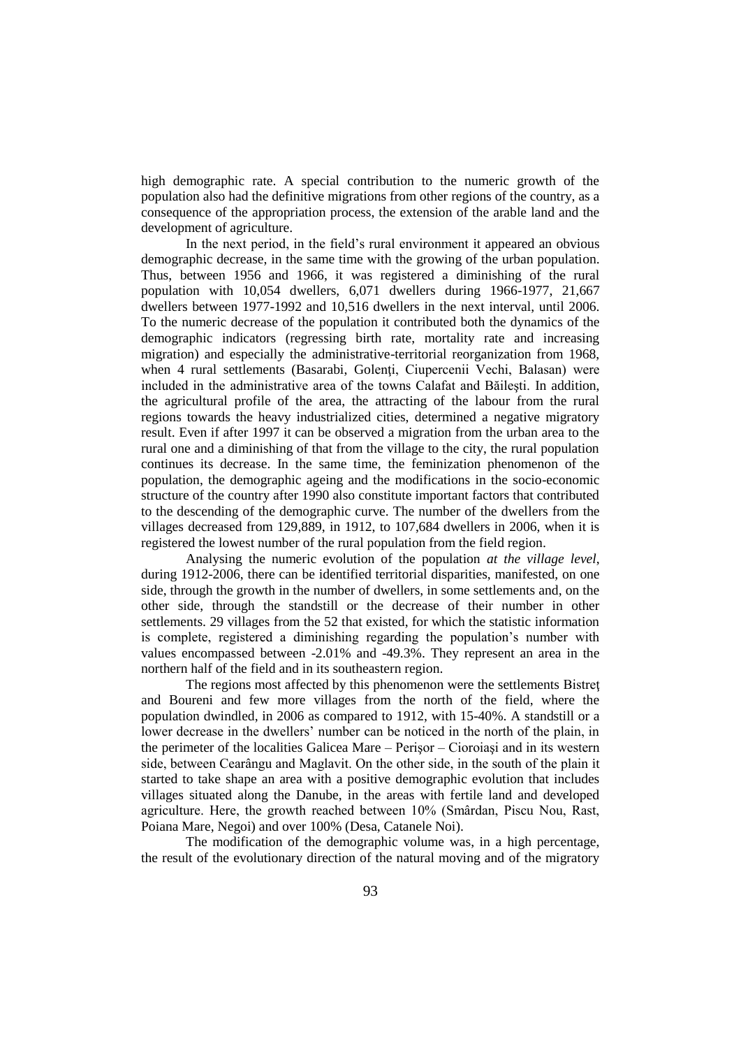high demographic rate. A special contribution to the numeric growth of the population also had the definitive migrations from other regions of the country, as a consequence of the appropriation process, the extension of the arable land and the development of agriculture.

In the next period, in the field's rural environment it appeared an obvious demographic decrease, in the same time with the growing of the urban population. Thus, between 1956 and 1966, it was registered a diminishing of the rural population with 10,054 dwellers, 6,071 dwellers during 1966-1977, 21,667 dwellers between 1977-1992 and 10,516 dwellers in the next interval, until 2006. To the numeric decrease of the population it contributed both the dynamics of the demographic indicators (regressing birth rate, mortality rate and increasing migration) and especially the administrative-territorial reorganization from 1968, when 4 rural settlements (Basarabi, Golenţi, Ciupercenii Vechi, Balasan) were included in the administrative area of the towns Calafat and Băileşti. In addition, the agricultural profile of the area, the attracting of the labour from the rural regions towards the heavy industrialized cities, determined a negative migratory result. Even if after 1997 it can be observed a migration from the urban area to the rural one and a diminishing of that from the village to the city, the rural population continues its decrease. In the same time, the feminization phenomenon of the population, the demographic ageing and the modifications in the socio-economic structure of the country after 1990 also constitute important factors that contributed to the descending of the demographic curve. The number of the dwellers from the villages decreased from 129,889, in 1912, to 107,684 dwellers in 2006, when it is registered the lowest number of the rural population from the field region.

Analysing the numeric evolution of the population *at the village level*, during 1912-2006, there can be identified territorial disparities, manifested, on one side, through the growth in the number of dwellers, in some settlements and, on the other side, through the standstill or the decrease of their number in other settlements. 29 villages from the 52 that existed, for which the statistic information is complete, registered a diminishing regarding the population's number with values encompassed between -2.01% and -49.3%. They represent an area in the northern half of the field and in its southeastern region.

The regions most affected by this phenomenon were the settlements Bistreţ and Boureni and few more villages from the north of the field, where the population dwindled, in 2006 as compared to 1912, with 15-40%. A standstill or a lower decrease in the dwellers' number can be noticed in the north of the plain, in the perimeter of the localities Galicea Mare – Perişor – Cioroiaşi and in its western side, between Cearângu and Maglavit. On the other side, in the south of the plain it started to take shape an area with a positive demographic evolution that includes villages situated along the Danube, in the areas with fertile land and developed agriculture. Here, the growth reached between 10% (Smârdan, Piscu Nou, Rast, Poiana Mare, Negoi) and over 100% (Desa, Catanele Noi).

The modification of the demographic volume was, in a high percentage, the result of the evolutionary direction of the natural moving and of the migratory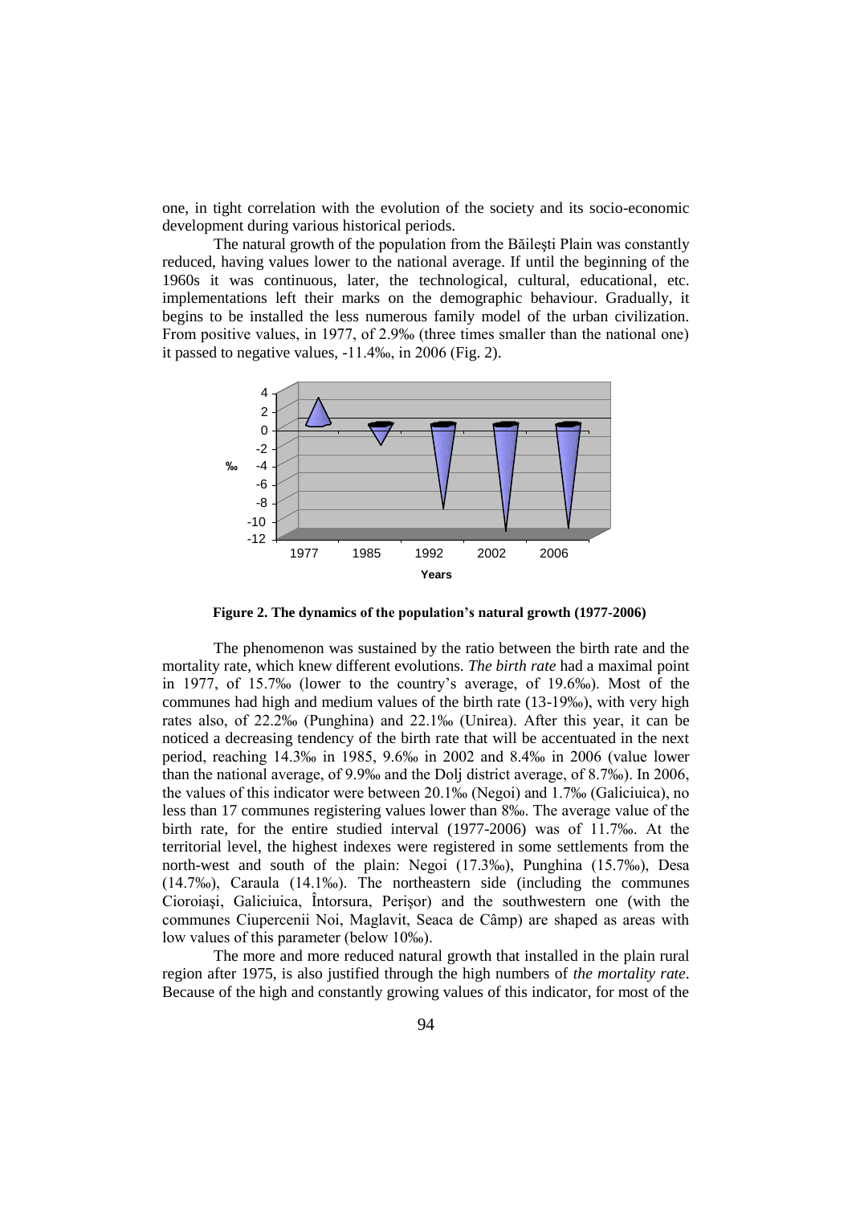one, in tight correlation with the evolution of the society and its socio-economic development during various historical periods.

The natural growth of the population from the Băileşti Plain was constantly reduced, having values lower to the national average. If until the beginning of the 1960s it was continuous, later, the technological, cultural, educational, etc. implementations left their marks on the demographic behaviour. Gradually, it begins to be installed the less numerous family model of the urban civilization. From positive values, in 1977, of 2.9‰ (three times smaller than the national one) it passed to negative values, -11.4‰, in 2006 (Fig. 2).

**Figure 2. The dynamics of the population's natural growth (1977-2006)**

The phenomenon was sustained by the ratio between the birth rate and the mortality rate, which knew different evolutions. *The birth rate* had a maximal point in 1977, of 15.7‰ (lower to the country's average, of 19.6‰). Most of the communes had high and medium values of the birth rate (13-19‰), with very high rates also, of 22.2‰ (Punghina) and 22.1‰ (Unirea). After this year, it can be noticed a decreasing tendency of the birth rate that will be accentuated in the next period, reaching 14.3‰ in 1985, 9.6‰ in 2002 and 8.4‰ in 2006 (value lower than the national average, of 9.9‰ and the Dolj district average, of 8.7‰). In 2006, the values of this indicator were between 20.1‰ (Negoi) and 1.7‰ (Galiciuica), no less than 17 communes registering values lower than 8‰. The average value of the birth rate, for the entire studied interval (1977-2006) was of 11.7‰. At the territorial level, the highest indexes were registered in some settlements from the north-west and south of the plain: Negoi (17.3‰), Punghina (15.7‰), Desa (14.7‰), Caraula (14.1‰). The northeastern side (including the communes Cioroiaşi, Galiciuica, Întorsura, Perişor) and the southwestern one (with the communes Ciupercenii Noi, Maglavit, Seaca de Câmp) are shaped as areas with low values of this parameter (below 10‰).

The more and more reduced natural growth that installed in the plain rural region after 1975, is also justified through the high numbers of *the mortality rate*. Because of the high and constantly growing values of this indicator, for most of the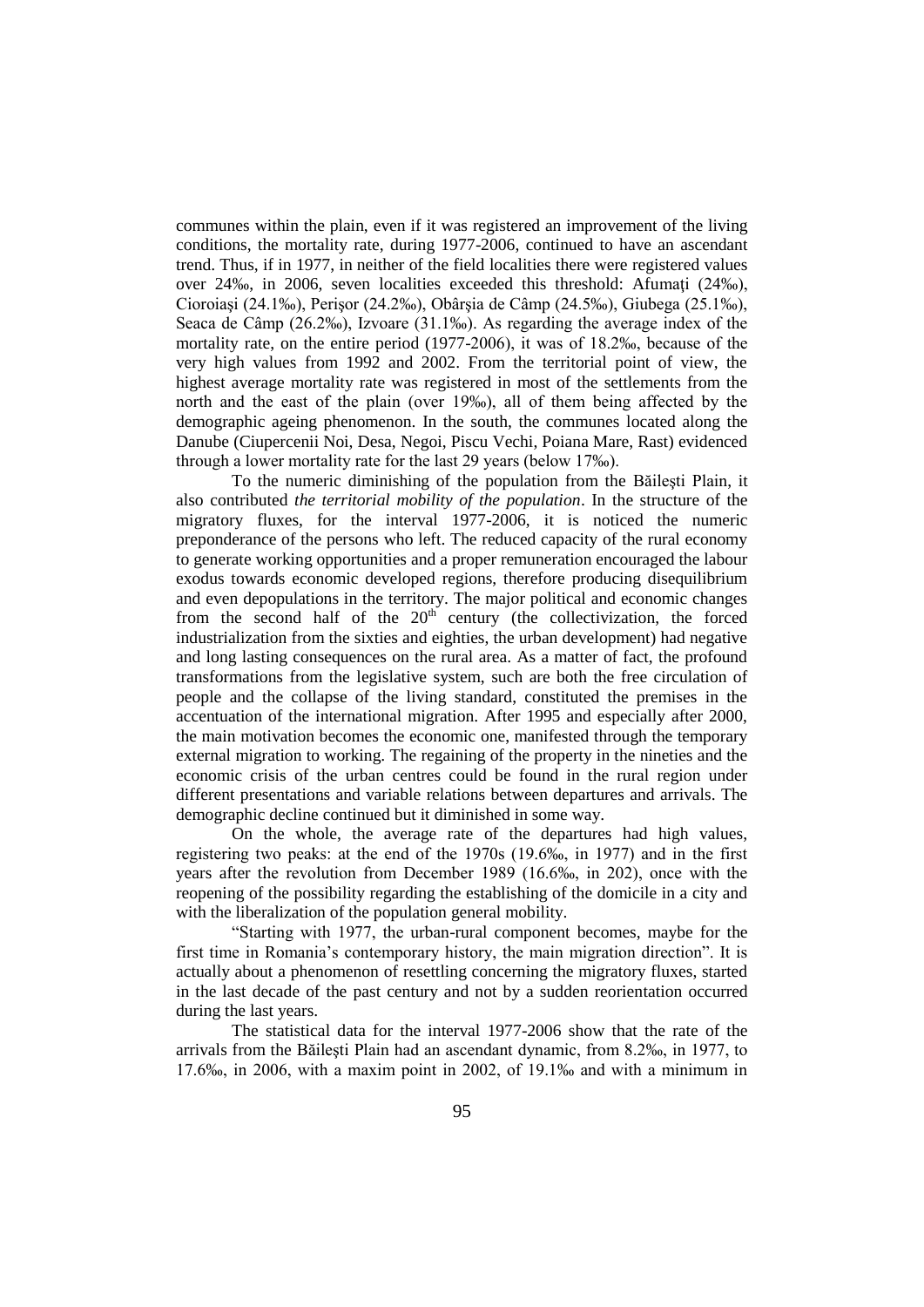communes within the plain, even if it was registered an improvement of the living conditions, the mortality rate, during 1977-2006, continued to have an ascendant trend. Thus, if in 1977, in neither of the field localities there were registered values over 24‰, in 2006, seven localities exceeded this threshold: Afumaţi (24‰), Ciorоiaşi (24.1‰), Perişor (24.2‰), Obârşia de Câmp (24.5‰), Giubega (25.1‰), Seaca de Câmp (26.2‰), Izvoare (31.1‰). As regarding the average index of the mortality rate, on the entire period (1977-2006), it was of 18.2‰, because of the very high values from 1992 and 2002. From the territorial point of view, the highest average mortality rate was registered in most of the settlements from the north and the east of the plain (over 19‰), all of them being affected by the demographic ageing phenomenon. In the south, the communes located along the Danube (Ciupercenii Noi, Desa, Negoi, Piscu Vechi, Poiana Mare, Rast) evidenced through a lower mortality rate for the last 29 years (below 17‰).

To the numeric diminishing of the population from the Băileşti Plain, it also contributed *the territorial mobility of the population*. In the structure of the migratory fluxes, for the interval 1977-2006, it is noticed the numeric preponderance of the persons who left. The reduced capacity of the rural economy to generate working opportunities and a proper remuneration encouraged the labour exodus towards economic developed regions, therefore producing disequilibrium and even depopulations in the territory. The major political and economic changes from the second half of the 20th century (the collectivization, the forced industrialization from the sixties and eighties, the urban development) had negative and long lasting consequences on the rural area. As a matter of fact, the profound transformations from the legislative system, such are both the free circulation of people and the collapse of the living standard, constituted the premises in the accentuation of the international migration. After 1995 and especially after 2000, the main motivation becomes the economic one, manifested through the temporary external migration to working. The regaining of the property in the nineties and the economic crisis of the urban centres could be found in the rural region under different presentations and variable relations between departures and arrivals. The demographic decline continued but it diminished in some way.

On the whole, the average rate of the departures had high values, registering two peaks: at the end of the 1970s (19.6‰, in 1977) and in the first years after the revolution from December 1989 (16.6‰, in 202), once with the reopening of the possibility regarding the establishing of the domicile in a city and with the liberalization of the population general mobility.

"Starting with 1977, the urban-rural component becomes, maybe for the first time in Romania's contemporary history, the main migration direction". It is actually about a phenomenon of resettling concerning the migratory fluxes, started in the last decade of the past century and not by a sudden reorientation occurred during the last years.

The statistical data for the interval 1977-2006 show that the rate of the arrivals from the Băileşti Plain had an ascendant dynamic, from 8.2‰, in 1977, to 17.6‰, in 2006, with a maxim point in 2002, of 19.1‰ and with a minimum in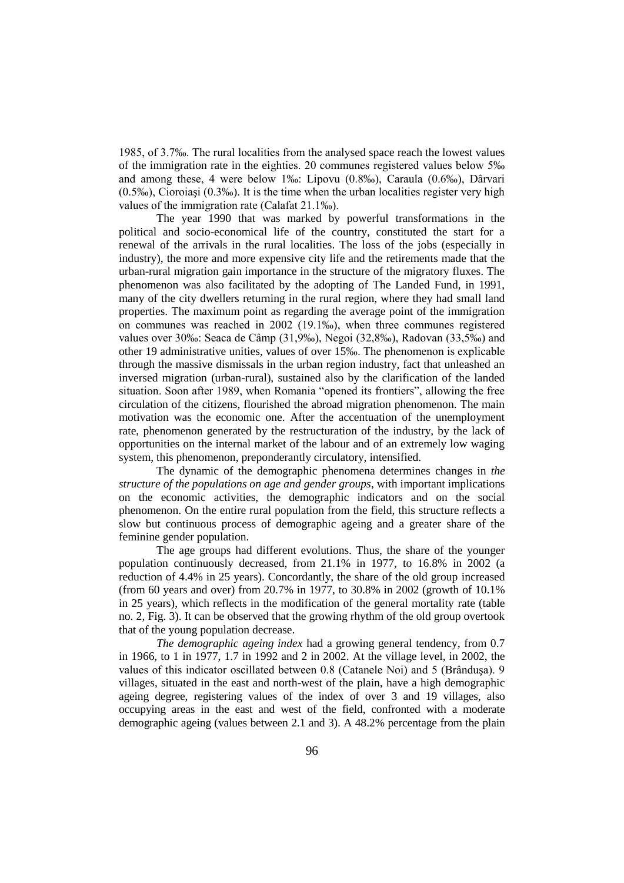1985, of 3.7‰. The rural localities from the analysed space reach the lowest values of the immigration rate in the eighties. 20 communes registered values below 5‰ and among these, 4 were below 1‰: Lipovu (0.8‰), Caraula (0.6‰), Dârvari (0.5‰), Ciorоiaşi (0.3‰). It is the time when the urban localities register very high values of the immigration rate (Calafat 21.1‰).

The year 1990 that was marked by powerful transformations in the political and socio-economical life of the country, constituted the start for a renewal of the arrivals in the rural localities. The loss of the jobs (especially in industry), the more and more expensive city life and the retirements made that the urban-rural migration gain importance in the structure of the migratory fluxes. The phenomenon was also facilitated by the adopting of The Landed Fund, in 1991, many of the city dwellers returning in the rural region, where they had small land properties. The maximum point as regarding the average point of the immigration on communes was reached in 2002 (19.1‰), when three communes registered values over 30‰: Seaca de Câmp (31,9‰), Negoi (32,8‰), Radovan (33,5‰) and other 19 administrative unities, values of over 15‰. The phenomenon is explicable through the massive dismissals in the urban region industry, fact that unleashed an inversed migration (urban-rural), sustained also by the clarification of the landed situation. Soon after 1989, when Romania "opened its frontiers", allowing the free circulation of the citizens, flourished the abroad migration phenomenon. The main motivation was the economic one. After the accentuation of the unemployment rate, phenomenon generated by the restructuration of the industry, by the lack of opportunities on the internal market of the labour and of an extremely low waging system, this phenomenon, preponderantly circulatory, intensified.

The dynamic of the demographic phenomena determines changes in *the structure of the populations on age and gender groups*, with important implications on the economic activities, the demographic indicators and on the social phenomenon. On the entire rural population from the field, this structure reflects a slow but continuous process of demographic ageing and a greater share of the feminine gender population.

The age groups had different evolutions. Thus, the share of the younger population continuously decreased, from 21.1% in 1977, to 16.8% in 2002 (a reduction of 4.4% in 25 years). Concordantly, the share of the old group increased (from 60 years and over) from 20.7% in 1977, to 30.8% in 2002 (growth of 10.1% in 25 years), which reflects in the modification of the general mortality rate (table no. 2, Fig. 3). It can be observed that the growing rhythm of the old group overtook that of the young population decrease.

*The demographic ageing index* had a growing general tendency, from 0.7 in 1966, to 1 in 1977, 1.7 in 1992 and 2 in 2002. At the village level, in 2002, the values of this indicator oscillated between 0.8 (Catanele Noi) and 5 (Brânduşa). 9 villages, situated in the east and north-west of the plain, have a high demographic ageing degree, registering values of the index of over 3 and 19 villages, also occupying areas in the east and west of the field, confronted with a moderate demographic ageing (values between 2.1 and 3). A 48.2% percentage from the plain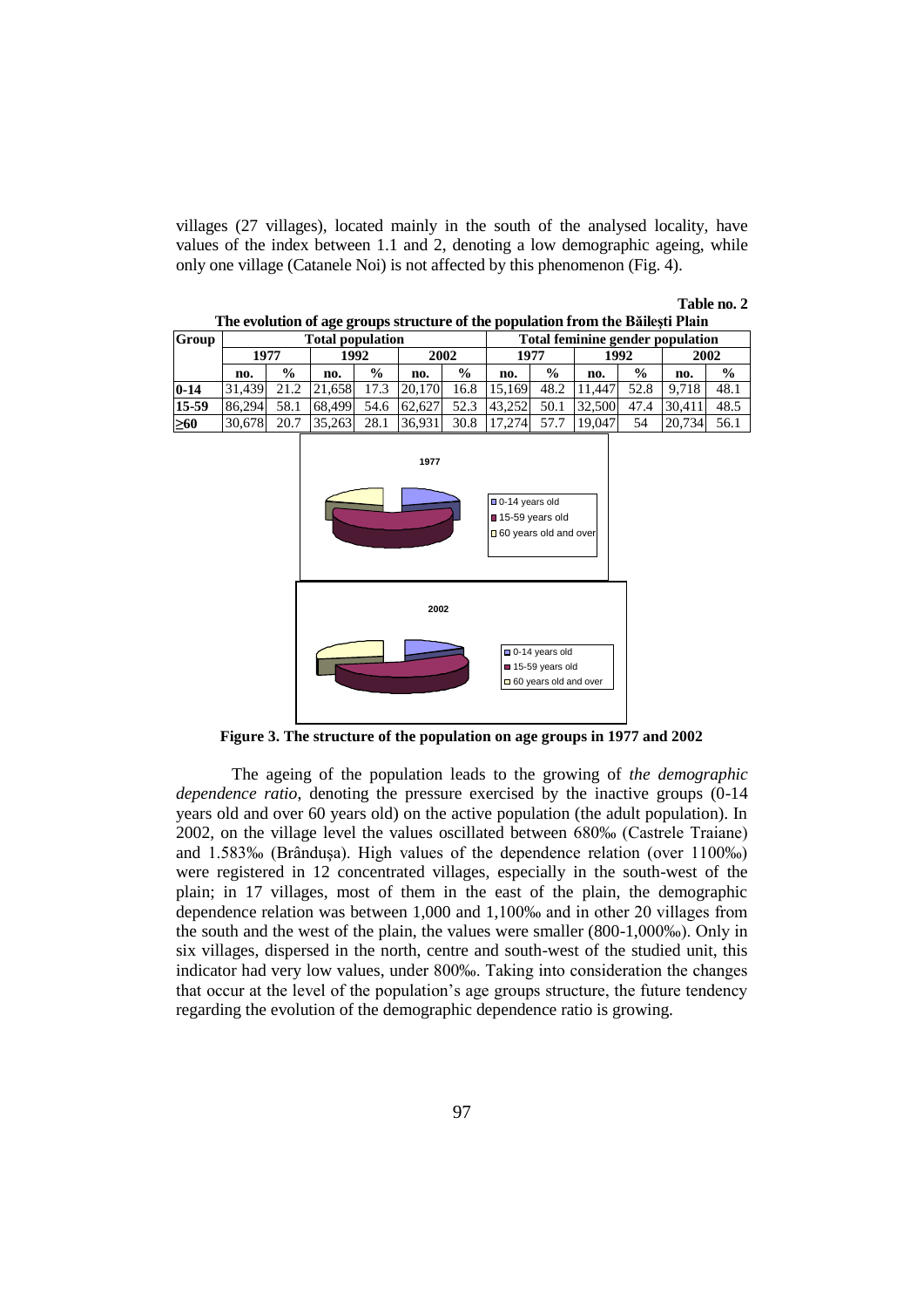villages (27 villages), located mainly in the south of the analysed locality, have values of the index between 1.1 and 2, denoting a low demographic ageing, while only one village (Catanele Noi) is not affected by this phenomenon (Fig. 4).

**Table no. 2**

**The evolution of age groups structure of the population from the Băileşti Plain**

| Group | Total population | | | | | | Total feminine gender population | | | | | |
|---|---|---|---|---|---|---|---|---|---|---|---|---|
| | 1977 | | 1992 | | 2002 | | 1977 | | 1992 | | 2002 | |
| | no. | % | no. | % | no. | % | no. | % | no. | % | no. | % |
| **0-14** | 31,439 | 21.2 | 21,658 | 17.3 | 20,170 | 16.8 | 15,169 | 48.2 | 11,447 | 52.8 | 9,718 | 48.1 |
| **15-59** | 86,294 | 58.1 | 68,499 | 54.6 | 62,627 | 52.3 | 43,252 | 50.1 | 32,500 | 47.4 | 30,411 | 48.5 |
| **≥60** | 30,678 | 20.7 | 35,263 | 28.1 | 36,931 | 30.8 | 17,274 | 57.7 | 19,047 | 54 | 20,734 | 56.1 |

**Figure 3. The structure of the population on age groups in 1977 and 2002**

The ageing of the population leads to the growing of *the demographic dependence ratio*, denoting the pressure exercised by the inactive groups (0-14 years old and over 60 years old) on the active population (the adult population). In 2002, on the village level the values oscillated between 680‰ (Castrele Traiane) and 1.583‰ (Brânduşa). High values of the dependence relation (over 1100‰) were registered in 12 concentrated villages, especially in the south-west of the plain; in 17 villages, most of them in the east of the plain, the demographic dependence relation was between 1,000 and 1,100‰ and in other 20 villages from the south and the west of the plain, the values were smaller (800-1,000‰). Only in six villages, dispersed in the north, centre and south-west of the studied unit, this indicator had very low values, under 800‰. Taking into consideration the changes that occur at the level of the population's age groups structure, the future tendency regarding the evolution of the demographic dependence ratio is growing.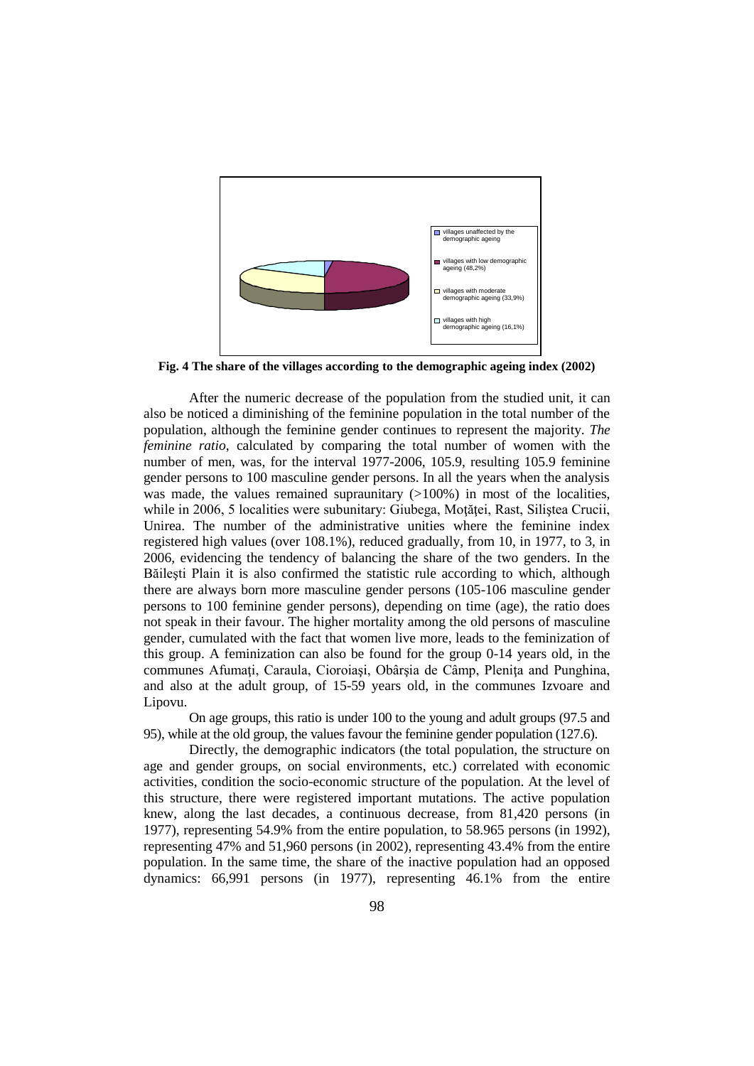villages unaffected by the demographic ageing

villages with low demographic ageing (48,2%)

villages with moderate demographic ageing (33,9%)

villages with high demographic ageing (16,1%)

**Fig. 4 The share of the villages according to the demographic ageing index (2002)**

After the numeric decrease of the population from the studied unit, it can also be noticed a diminishing of the feminine population in the total number of the population, although the feminine gender continues to represent the majority. *The feminine ratio*, calculated by comparing the total number of women with the number of men, was, for the interval 1977-2006, 105.9, resulting 105.9 feminine gender persons to 100 masculine gender persons. In all the years when the analysis was made, the values remained supraunitary (>100%) in most of the localities, while in 2006, 5 localities were subunitary: Giubega, Moţăţei, Rast, Siliştea Crucii, Unirea. The number of the administrative unities where the feminine index registered high values (over 108.1%), reduced gradually, from 10, in 1977, to 3, in 2006, evidencing the tendency of balancing the share of the two genders. In the Băileşti Plain it is also confirmed the statistic rule according to which, although there are always born more masculine gender persons (105-106 masculine gender persons to 100 feminine gender persons), depending on time (age), the ratio does not speak in their favour. The higher mortality among the old persons of masculine gender, cumulated with the fact that women live more, leads to the feminization of this group. A feminization can also be found for the group 0-14 years old, in the communes Afumaţi, Caraula, Ciorоiaşi, Obârşia de Câmp, Pleniţa and Punghina, and also at the adult group, of 15-59 years old, in the communes Izvoare and Lipovu.

On age groups, this ratio is under 100 to the young and adult groups (97.5 and 95), while at the old group, the values favour the feminine gender population (127.6).

Directly, the demographic indicators (the total population, the structure on age and gender groups, on social environments, etc.) correlated with economic activities, condition the socio-economic structure of the population. At the level of this structure, there were registered important mutations. The active population knew, along the last decades, a continuous decrease, from 81,420 persons (in 1977), representing 54.9% from the entire population, to 58.965 persons (in 1992), representing 47% and 51,960 persons (in 2002), representing 43.4% from the entire population. In the same time, the share of the inactive population had an opposed dynamics: 66,991 persons (in 1977), representing 46.1% from the entire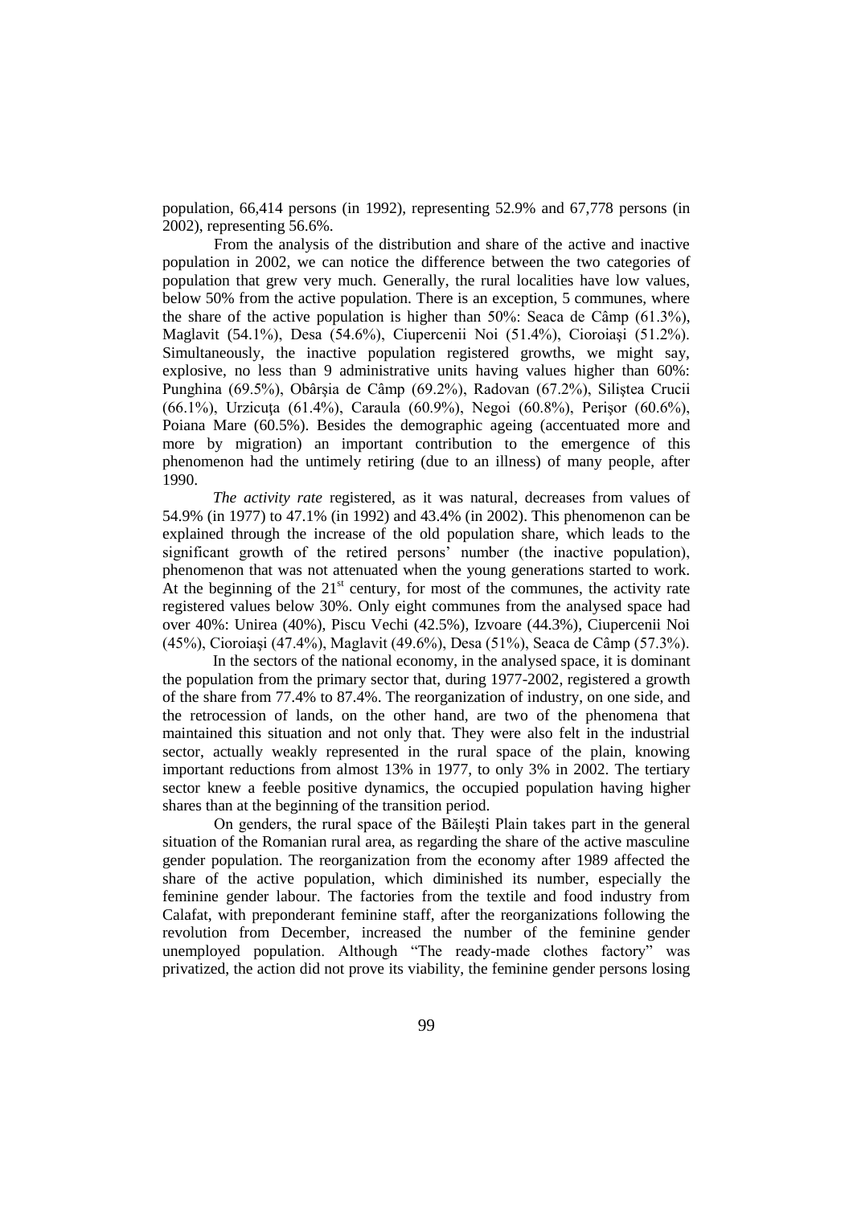population, 66,414 persons (in 1992), representing 52.9% and 67,778 persons (in 2002), representing 56.6%.

From the analysis of the distribution and share of the active and inactive population in 2002, we can notice the difference between the two categories of population that grew very much. Generally, the rural localities have low values, below 50% from the active population. There is an exception, 5 communes, where the share of the active population is higher than 50%: Seaca de Câmp (61.3%), Maglavit (54.1%), Desa (54.6%), Ciupercenii Noi (51.4%), Cioroiaşi (51.2%). Simultaneously, the inactive population registered growths, we might say, explosive, no less than 9 administrative units having values higher than 60%: Punghina (69.5%), Obârşia de Câmp (69.2%), Radovan (67.2%), Siliştea Crucii (66.1%), Urzicuţa (61.4%), Caraula (60.9%), Negoi (60.8%), Perişor (60.6%), Poiana Mare (60.5%). Besides the demographic ageing (accentuated more and more by migration) an important contribution to the emergence of this phenomenon had the untimely retiring (due to an illness) of many people, after 1990.

*The activity rate* registered, as it was natural, decreases from values of 54.9% (in 1977) to 47.1% (in 1992) and 43.4% (in 2002). This phenomenon can be explained through the increase of the old population share, which leads to the significant growth of the retired persons' number (the inactive population), phenomenon that was not attenuated when the young generations started to work. At the beginning of the 21st century, for most of the communes, the activity rate registered values below 30%. Only eight communes from the analysed space had over 40%: Unirea (40%), Piscu Vechi (42.5%), Izvoare (44.3%), Ciupercenii Noi (45%), Cioroiaşi (47.4%), Maglavit (49.6%), Desa (51%), Seaca de Câmp (57.3%).

In the sectors of the national economy, in the analysed space, it is dominant the population from the primary sector that, during 1977-2002, registered a growth of the share from 77.4% to 87.4%. The reorganization of industry, on one side, and the retrocession of lands, on the other hand, are two of the phenomena that maintained this situation and not only that. They were also felt in the industrial sector, actually weakly represented in the rural space of the plain, knowing important reductions from almost 13% in 1977, to only 3% in 2002. The tertiary sector knew a feeble positive dynamics, the occupied population having higher shares than at the beginning of the transition period.

On genders, the rural space of the Băileşti Plain takes part in the general situation of the Romanian rural area, as regarding the share of the active masculine gender population. The reorganization from the economy after 1989 affected the share of the active population, which diminished its number, especially the feminine gender labour. The factories from the textile and food industry from Calafat, with preponderant feminine staff, after the reorganizations following the revolution from December, increased the number of the feminine gender unemployed population. Although "The ready-made clothes factory" was privatized, the action did not prove its viability, the feminine gender persons losing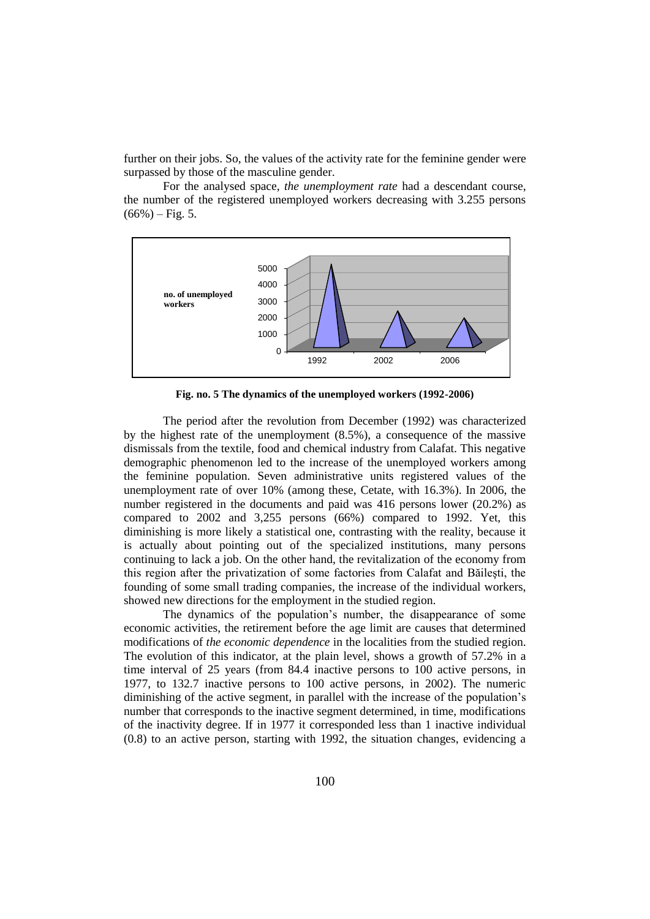further on their jobs. So, the values of the activity rate for the feminine gender were surpassed by those of the masculine gender.

For the analysed space, *the unemployment rate* had a descendant course, the number of the registered unemployed workers decreasing with 3.255 persons (66%) – Fig. 5.

**Fig. no. 5 The dynamics of the unemployed workers (1992-2006)**

The period after the revolution from December (1992) was characterized by the highest rate of the unemployment (8.5%), a consequence of the massive dismissals from the textile, food and chemical industry from Calafat. This negative demographic phenomenon led to the increase of the unemployed workers among the feminine population. Seven administrative units registered values of the unemployment rate of over 10% (among these, Cetate, with 16.3%). In 2006, the number registered in the documents and paid was 416 persons lower (20.2%) as compared to 2002 and 3,255 persons (66%) compared to 1992. Yet, this diminishing is more likely a statistical one, contrasting with the reality, because it is actually about pointing out of the specialized institutions, many persons continuing to lack a job. On the other hand, the revitalization of the economy from this region after the privatization of some factories from Calafat and Băileşti, the founding of some small trading companies, the increase of the individual workers, showed new directions for the employment in the studied region.

The dynamics of the population's number, the disappearance of some economic activities, the retirement before the age limit are causes that determined modifications of *the economic dependence* in the localities from the studied region. The evolution of this indicator, at the plain level, shows a growth of 57.2% in a time interval of 25 years (from 84.4 inactive persons to 100 active persons, in 1977, to 132.7 inactive persons to 100 active persons, in 2002). The numeric diminishing of the active segment, in parallel with the increase of the population's number that corresponds to the inactive segment determined, in time, modifications of the inactivity degree. If in 1977 it corresponded less than 1 inactive individual (0.8) to an active person, starting with 1992, the situation changes, evidencing a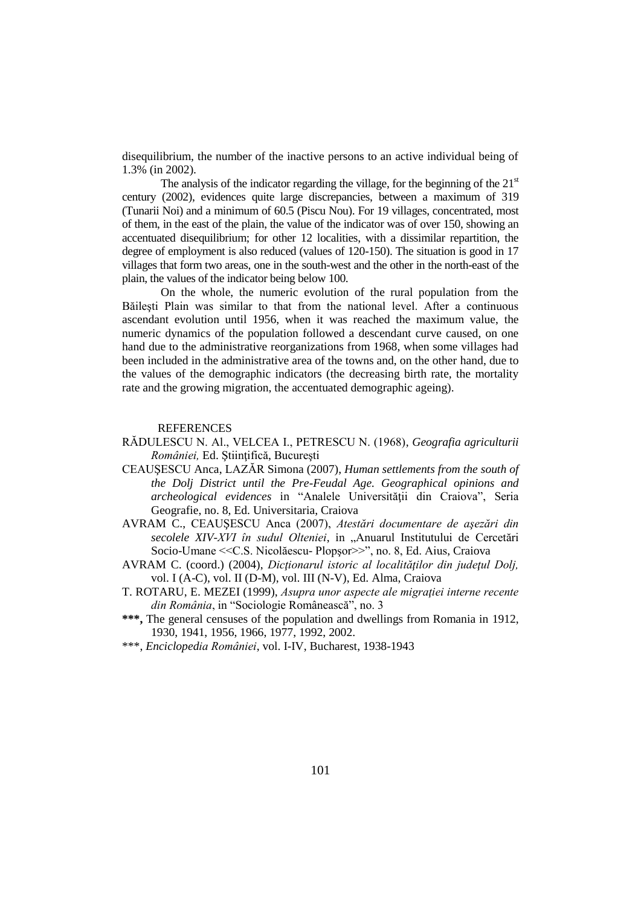disequilibrium, the number of the inactive persons to an active individual being of 1.3% (in 2002).

The analysis of the indicator regarding the village, for the beginning of the 21st century (2002), evidences quite large discrepancies, between a maximum of 319 (Tunarii Noi) and a minimum of 60.5 (Piscu Nou). For 19 villages, concentrated, most of them, in the east of the plain, the value of the indicator was of over 150, showing an accentuated disequilibrium; for other 12 localities, with a dissimilar repartition, the degree of employment is also reduced (values of 120-150). The situation is good in 17 villages that form two areas, one in the south-west and the other in the north-east of the plain, the values of the indicator being below 100.

On the whole, the numeric evolution of the rural population from the Băileşti Plain was similar to that from the national level. After a continuous ascendant evolution until 1956, when it was reached the maximum value, the numeric dynamics of the population followed a descendant curve caused, on one hand due to the administrative reorganizations from 1968, when some villages had been included in the administrative area of the towns and, on the other hand, due to the values of the demographic indicators (the decreasing birth rate, the mortality rate and the growing migration, the accentuated demographic ageing).

REFERENCES

RĂDULESCU N. Al., VELCEA I., PETRESCU N. (1968), *Geografia agriculturii Românie i,* Ed. Ştiinţifică, Bucureşti

CEAUŞESCU Anca, LAZĂR Simona (2007), *Human settlements from the south of the Dolj District until the Pre-Feudal Age. Geographical opinions and archeological evidences* in "Analele Universităţii din Craiova", Seria Geografie, no. 8, Ed. Universitaria, Craiova

AVRAM C., CEAUŞESCU Anca (2007), *Atestări documentare de aşezări din secolele XIV-XVI în sudul Olteniei*, in „Anuarul Institutului de Cercetări Socio-Umane <<C.S. Nicolăescu- Plopşor>>", no. 8, Ed. Aius, Craiova

AVRAM C. (coord.) (2004), *Dicţionarul istoric al localităţilor din judeţul Dolj,* vol. I (A-C), vol. II (D-M), vol. III (N-V), Ed. Alma, Craiova

T. ROTARU, E. MEZEI (1999), *Asupra unor aspecte ale migraţiei interne recente din România*, in "Sociologie Românească", no. 3

**\*\*\*,** The general censuses of the population and dwellings from Romania in 1912, 1930, 1941, 1956, 1966, 1977, 1992, 2002.

\*\*\*, *Enciclopedia României*, vol. I-IV, Bucharest, 1938-1943